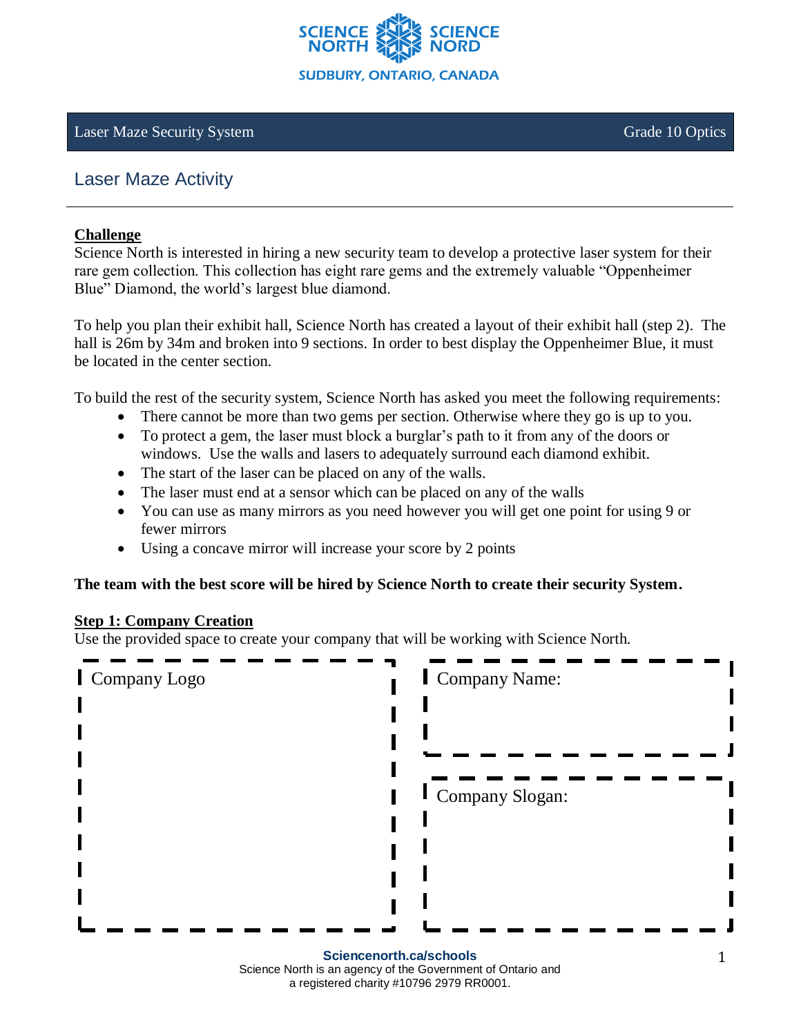Laser Maze Security System | Grade 10 Optics

## Laser Maze Activity

**Challenge**

Science North is interested in hiring a new security team to develop a protective laser system for their rare gem collection. This collection has eight rare gems and the extremely valuable "Oppenheimer Blue" Diamond, the world's largest blue diamond.

To help you plan their exhibit hall, Science North has created a layout of their exhibit hall (step 2). The hall is 26m by 34m and broken into 9 sections. In order to best display the Oppenheimer Blue, it must be located in the center section.

To build the rest of the security system, Science North has asked you meet the following requirements:

- There cannot be more than two gems per section. Otherwise where they go is up to you.
- To protect a gem, the laser must block a burglar's path to it from any of the doors or windows. Use the walls and lasers to adequately surround each diamond exhibit.
- The start of the laser can be placed on any of the walls.
- The laser must end at a sensor which can be placed on any of the walls
- You can use as many mirrors as you need however you will get one point for using 9 or fewer mirrors
- Using a concave mirror will increase your score by 2 points

**The team with the best score will be hired by Science North to create their security System.**

**Step 1: Company Creation**

Use the provided space to create your company that will be working with Science North.

Company Logo

Company Name:

Company Slogan: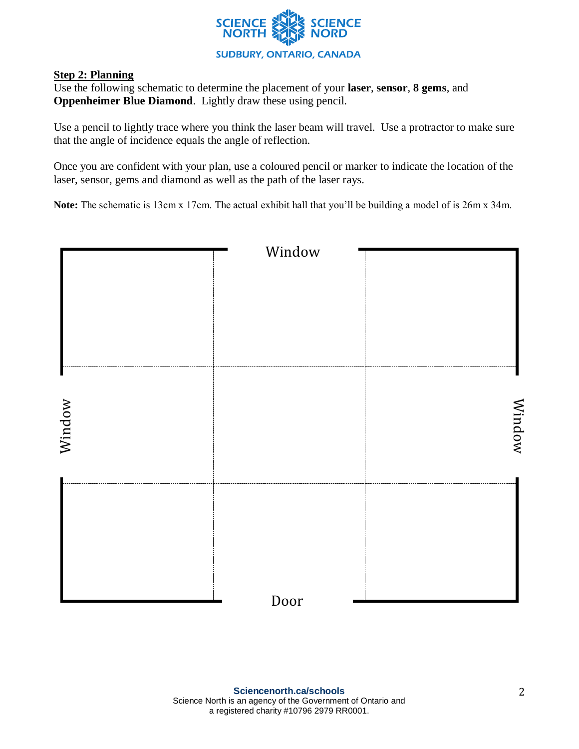**Step 2: Planning**

Use the following schematic to determine the placement of your **laser**, **sensor**, **8 gems**, and **Oppenheimer Blue Diamond**. Lightly draw these using pencil.

Use a pencil to lightly trace where you think the laser beam will travel. Use a protractor to make sure that the angle of incidence equals the angle of reflection.

Once you are confident with your plan, use a coloured pencil or marker to indicate the location of the laser, sensor, gems and diamond as well as the path of the laser rays.

**Note:** The schematic is 13cm x 17cm. The actual exhibit hall that you'll be building a model of is 26m x 34m.

Window

Window

Window

Door

**Sciencenorth.ca/schools**
Science North is an agency of the Government of Ontario and a registered charity #10796 2979 RR0001.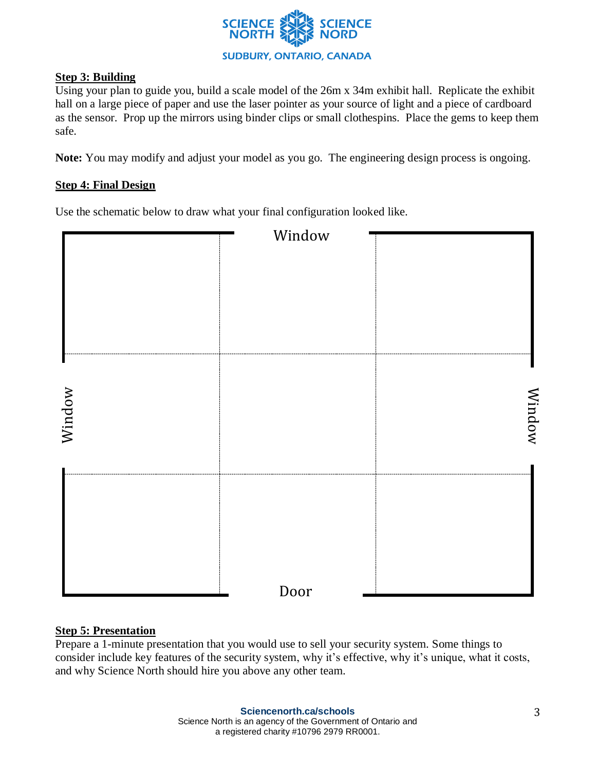## Step 3: Building

Using your plan to guide you, build a scale model of the 26m x 34m exhibit hall. Replicate the exhibit hall on a large piece of paper and use the laser pointer as your source of light and a piece of cardboard as the sensor. Prop up the mirrors using binder clips or small clothespins. Place the gems to keep them safe.

**Note:** You may modify and adjust your model as you go. The engineering design process is ongoing.

## Step 4: Final Design

Use the schematic below to draw what your final configuration looked like.

Window

Window

Window

Door

## Step 5: Presentation

Prepare a 1-minute presentation that you would use to sell your security system. Some things to consider include key features of the security system, why it's effective, why it's unique, what it costs, and why Science North should hire you above any other team.

**Sciencenorth.ca/schools**
Science North is an agency of the Government of Ontario and a registered charity #10796 2979 RR0001.